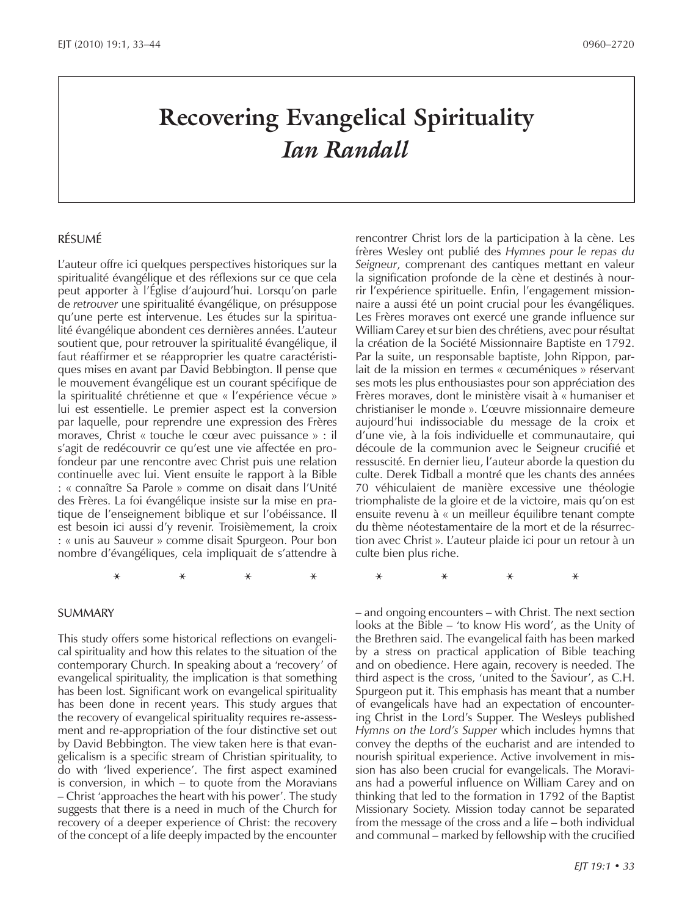# Recovering Evangelical Spirituality

## *Ian Randall*

### RÉSUMÉ

L'auteur offre ici quelques perspectives historiques sur la spiritualité évangélique et des réflexions sur ce que cela peut apporter à l'Église d'aujourd'hui. Lorsqu'on parle de *retrouver* une spiritualité évangélique, on présuppose qu'une perte est intervenue. Les études sur la spiritualité évangélique abondent ces dernières années. L'auteur soutient que, pour retrouver la spiritualité évangélique, il faut réaffirmer et se réapproprier les quatre caractéristiques mises en avant par David Bebbington. Il pense que le mouvement évangélique est un courant spécifique de la spiritualité chrétienne et que « l'expérience vécue » lui est essentielle. Le premier aspect est la conversion par laquelle, pour reprendre une expression des Frères moraves, Christ « touche le cœur avec puissance » : il s'agit de redécouvrir ce qu'est une vie affectée en profondeur par une rencontre avec Christ puis une relation continuelle avec lui. Vient ensuite le rapport à la Bible : « connaître Sa Parole » comme on disait dans l'Unité des Frères. La foi évangélique insiste sur la mise en pratique de l'enseignement biblique et sur l'obéissance. Il est besoin ici aussi d'y revenir. Troisièmement, la croix : « unis au Sauveur » comme disait Spurgeon. Pour bon nombre d'évangéliques, cela impliquait de s'attendre à rencontrer Christ lors de la participation à la cène. Les frères Wesley ont publié des *Hymnes pour le repas du Seigneur*, comprenant des cantiques mettant en valeur la signification profonde de la cène et destinés à nourrir l'expérience spirituelle. Enfin, l'engagement missionnaire a aussi été un point crucial pour les évangéliques. Les Frères moraves ont exercé une grande influence sur William Carey et sur bien des chrétiens, avec pour résultat la création de la Société Missionnaire Baptiste en 1792. Par la suite, un responsable baptiste, John Rippon, parlait de la mission en termes « œcuméniques » réservant ses mots les plus enthousiastes pour son appréciation des Frères moraves, dont le ministère visait à « humaniser et christianiser le monde ». L'œuvre missionnaire demeure aujourd'hui indissociable du message de la croix et d'une vie, à la fois individuelle et communautaire, qui découle de la communion avec le Seigneur crucifié et ressuscité. En dernier lieu, l'auteur aborde la question du culte. Derek Tidball a montré que les chants des années 70 véhiculaient de manière excessive une théologie triomphaliste de la gloire et de la victoire, mais qu'on est ensuite revenu à « un meilleur équilibre tenant compte du thème néotestamentaire de la mort et de la résurrection avec Christ ». L'auteur plaide ici pour un retour à un culte bien plus riche.

\* \* \* \* \* \* \* \*

### SUMMARY

This study offers some historical reflections on evangelical spirituality and how this relates to the situation of the contemporary Church. In speaking about a 'recovery' of evangelical spirituality, the implication is that something has been lost. Significant work on evangelical spirituality has been done in recent years. This study argues that the recovery of evangelical spirituality requires re-assessment and re-appropriation of the four distinctive set out by David Bebbington. The view taken here is that evangelicalism is a specific stream of Christian spirituality, to do with 'lived experience'. The first aspect examined is conversion, in which – to quote from the Moravians – Christ 'approaches the heart with his power'. The study suggests that there is a need in much of the Church for recovery of a deeper experience of Christ: the recovery of the concept of a life deeply impacted by the encounter – and ongoing encounters – with Christ. The next section looks at the Bible – 'to know His word', as the Unity of the Brethren said. The evangelical faith has been marked by a stress on practical application of Bible teaching and on obedience. Here again, recovery is needed. The third aspect is the cross, 'united to the Saviour', as C.H. Spurgeon put it. This emphasis has meant that a number of evangelicals have had an expectation of encountering Christ in the Lord's Supper. The Wesleys published *Hymns on the Lord's Supper* which includes hymns that convey the depths of the eucharist and are intended to nourish spiritual experience. Active involvement in mission has also been crucial for evangelicals. The Moravians had a powerful influence on William Carey and on thinking that led to the formation in 1792 of the Baptist Missionary Society. Mission today cannot be separated from the message of the cross and a life – both individual and communal – marked by fellowship with the crucified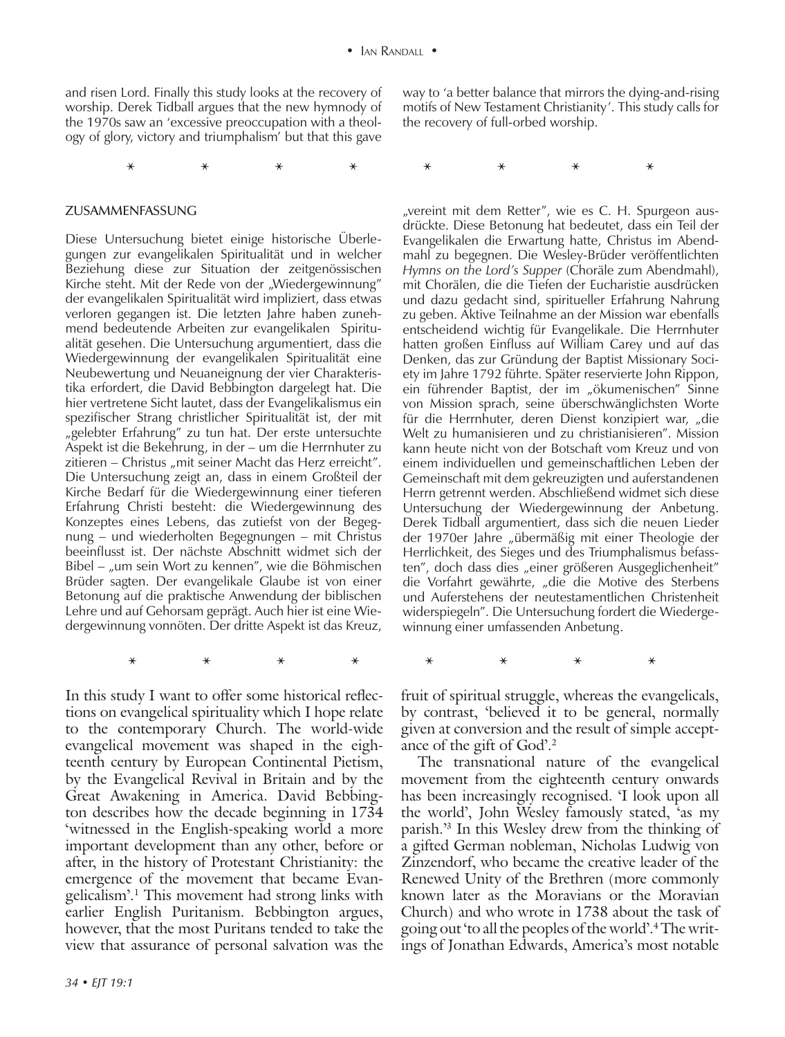and risen Lord. Finally this study looks at the recovery of worship. Derek Tidball argues that the new hymnody of the 1970s saw an 'excessive preoccupation with a theology of glory, victory and triumphalism' but that this gave way to 'a better balance that mirrors the dying-and-rising motifs of New Testament Christianity'. This study calls for the recovery of full-orbed worship.

\* \* \* \* \* \* \* \*

## ZUSAMMENFASSUNG

Diese Untersuchung bietet einige historische Überlegungen zur evangelikalen Spiritualität und in welcher Beziehung diese zur Situation der zeitgenössischen Kirche steht. Mit der Rede von der „Wiedergewinnung" der evangelikalen Spiritualität wird impliziert, dass etwas verloren gegangen ist. Die letzten Jahre haben zunehmend bedeutende Arbeiten zur evangelikalen Spiritualität gesehen. Die Untersuchung argumentiert, dass die Wiedergewinnung der evangelikalen Spiritualität eine Neubewertung und Neuaneignung der vier Charakteristika erfordert, die David Bebbington dargelegt hat. Die hier vertretene Sicht lautet, dass der Evangelikalismus ein spezifischer Strang christlicher Spiritualität ist, der mit „gelebter Erfahrung" zu tun hat. Der erste untersuchte Aspekt ist die Bekehrung, in der – um die Herrnhuter zu zitieren – Christus „mit seiner Macht das Herz erreicht". Die Untersuchung zeigt an, dass in einem Großteil der Kirche Bedarf für die Wiedergewinnung einer tieferen Erfahrung Christi besteht: die Wiedergewinnung des Konzeptes eines Lebens, das zutiefst von der Begegnung – und wiederholten Begegnungen – mit Christus beeinflusst ist. Der nächste Abschnitt widmet sich der Bibel – „um sein Wort zu kennen", wie die Böhmischen Brüder sagten. Der evangelikale Glaube ist von einer Betonung auf die praktische Anwendung der biblischen Lehre und auf Gehorsam geprägt. Auch hier ist eine Wiedergewinnung vonnöten. Der dritte Aspekt ist das Kreuz, „vereint mit dem Retter", wie es C. H. Spurgeon ausdrückte. Diese Betonung hat bedeutet, dass ein Teil der Evangelikalen die Erwartung hatte, Christus im Abendmahl zu begegnen. Die Wesley-Brüder veröffentlichten *Hymns on the Lord's Supper* (Choräle zum Abendmahl), mit Chorälen, die die Tiefen der Eucharistie ausdrücken und dazu gedacht sind, spiritueller Erfahrung Nahrung zu geben. Aktive Teilnahme an der Mission war ebenfalls entscheidend wichtig für Evangelikale. Die Herrnhuter hatten großen Einfluss auf William Carey und auf das Denken, das zur Gründung der Baptist Missionary Society im Jahre 1792 führte. Später reservierte John Rippon, ein führender Baptist, der im „ökumenischen" Sinne von Mission sprach, seine überschwänglichsten Worte für die Herrnhuter, deren Dienst konzipiert war, „die Welt zu humanisieren und zu christianisieren". Mission kann heute nicht von der Botschaft vom Kreuz und von einem individuellen und gemeinschaftlichen Leben der Gemeinschaft mit dem gekreuzigten und auferstandenen Herrn getrennt werden. Abschließend widmet sich diese Untersuchung der Wiedergewinnung der Anbetung. Derek Tidball argumentiert, dass sich die neuen Lieder der 1970er Jahre „übermäßig mit einer Theologie der Herrlichkeit, des Sieges und des Triumphalismus befassten", doch dass dies „einer größeren Ausgeglichenheit" die Vorfahrt gewährte, „die die Motive des Sterbens und Auferstehens der neutestamentlichen Christenheit widerspiegeln". Die Untersuchung fordert die Wiedergewinnung einer umfassenden Anbetung.

\* \* \* \* \* \* \* \*

In this study I want to offer some historical reflections on evangelical spirituality which I hope relate to the contemporary Church. The world-wide evangelical movement was shaped in the eighteenth century by European Continental Pietism, by the Evangelical Revival in Britain and by the Great Awakening in America. David Bebbington describes how the decade beginning in 1734 'witnessed in the English-speaking world a more important development than any other, before or after, in the history of Protestant Christianity: the emergence of the movement that became Evangelicalism'.[1] This movement had strong links with earlier English Puritanism. Bebbington argues, however, that the most Puritans tended to take the view that assurance of personal salvation was the fruit of spiritual struggle, whereas the evangelicals, by contrast, 'believed it to be general, normally given at conversion and the result of simple acceptance of the gift of God'.[2]

The transnational nature of the evangelical movement from the eighteenth century onwards has been increasingly recognised. 'I look upon all the world', John Wesley famously stated, 'as my parish.'[3] In this Wesley drew from the thinking of a gifted German nobleman, Nicholas Ludwig von Zinzendorf, who became the creative leader of the Renewed Unity of the Brethren (more commonly known later as the Moravians or the Moravian Church) and who wrote in 1738 about the task of going out 'to all the peoples of the world'.[4] The writings of Jonathan Edwards, America's most notable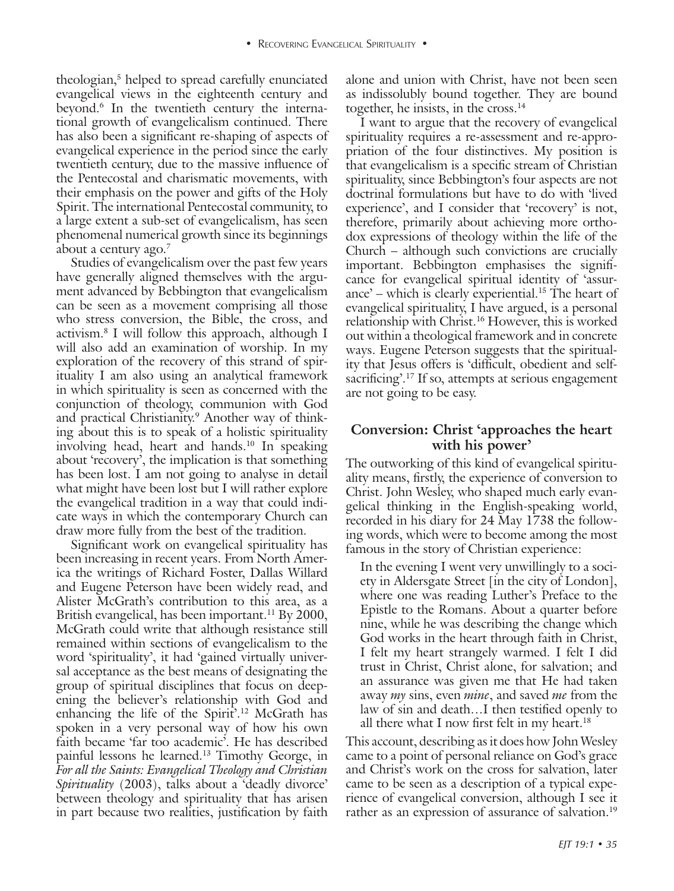theologian,[5] helped to spread carefully enunciated evangelical views in the eighteenth century and beyond.[6] In the twentieth century the international growth of evangelicalism continued. There has also been a significant re-shaping of aspects of evangelical experience in the period since the early twentieth century, due to the massive influence of the Pentecostal and charismatic movements, with their emphasis on the power and gifts of the Holy Spirit. The international Pentecostal community, to a large extent a sub-set of evangelicalism, has seen phenomenal numerical growth since its beginnings about a century ago.[7]

Studies of evangelicalism over the past few years have generally aligned themselves with the argument advanced by Bebbington that evangelicalism can be seen as a movement comprising all those who stress conversion, the Bible, the cross, and activism.[8] I will follow this approach, although I will also add an examination of worship. In my exploration of the recovery of this strand of spirituality I am also using an analytical framework in which spirituality is seen as concerned with the conjunction of theology, communion with God and practical Christianity.[9] Another way of thinking about this is to speak of a holistic spirituality involving head, heart and hands.[10] In speaking about 'recovery', the implication is that something has been lost. I am not going to analyse in detail what might have been lost but I will rather explore the evangelical tradition in a way that could indicate ways in which the contemporary Church can draw more fully from the best of the tradition.

Significant work on evangelical spirituality has been increasing in recent years. From North America the writings of Richard Foster, Dallas Willard and Eugene Peterson have been widely read, and Alister McGrath's contribution to this area, as a British evangelical, has been important.[11] By 2000, McGrath could write that although resistance still remained within sections of evangelicalism to the word 'spirituality', it had 'gained virtually universal acceptance as the best means of designating the group of spiritual disciplines that focus on deepening the believer's relationship with God and enhancing the life of the Spirit'.[12] McGrath has spoken in a very personal way of how his own faith became 'far too academic'. He has described painful lessons he learned.[13] Timothy George, in *For all the Saints: Evangelical Theology and Christian Spirituality* (2003), talks about a 'deadly divorce' between theology and spirituality that has arisen in part because two realities, justification by faith alone and union with Christ, have not been seen as indissolubly bound together. They are bound together, he insists, in the cross.[14]

I want to argue that the recovery of evangelical spirituality requires a re-assessment and re-appropriation of the four distinctives. My position is that evangelicalism is a specific stream of Christian spirituality, since Bebbington's four aspects are not doctrinal formulations but have to do with 'lived experience', and I consider that 'recovery' is not, therefore, primarily about achieving more orthodox expressions of theology within the life of the Church – although such convictions are crucially important. Bebbington emphasises the significance for evangelical spiritual identity of 'assurance' – which is clearly experiential.[15] The heart of evangelical spirituality, I have argued, is a personal relationship with Christ.[16] However, this is worked out within a theological framework and in concrete ways. Eugene Peterson suggests that the spirituality that Jesus offers is 'difficult, obedient and self-sacrificing'.[17] If so, attempts at serious engagement are not going to be easy.

## Conversion: Christ 'approaches the heart with his power'

The outworking of this kind of evangelical spirituality means, firstly, the experience of conversion to Christ. John Wesley, who shaped much early evangelical thinking in the English-speaking world, recorded in his diary for 24 May 1738 the following words, which were to become among the most famous in the story of Christian experience:

> In the evening I went very unwillingly to a society in Aldersgate Street [in the city of London], where one was reading Luther's Preface to the Epistle to the Romans. About a quarter before nine, while he was describing the change which God works in the heart through faith in Christ, I felt my heart strangely warmed. I felt I did trust in Christ, Christ alone, for salvation; and an assurance was given me that He had taken away *my* sins, even *mine*, and saved *me* from the law of sin and death…I then testified openly to all there what I now first felt in my heart.[18]

This account, describing as it does how John Wesley came to a point of personal reliance on God's grace and Christ's work on the cross for salvation, later came to be seen as a description of a typical experience of evangelical conversion, although I see it rather as an expression of assurance of salvation.[19]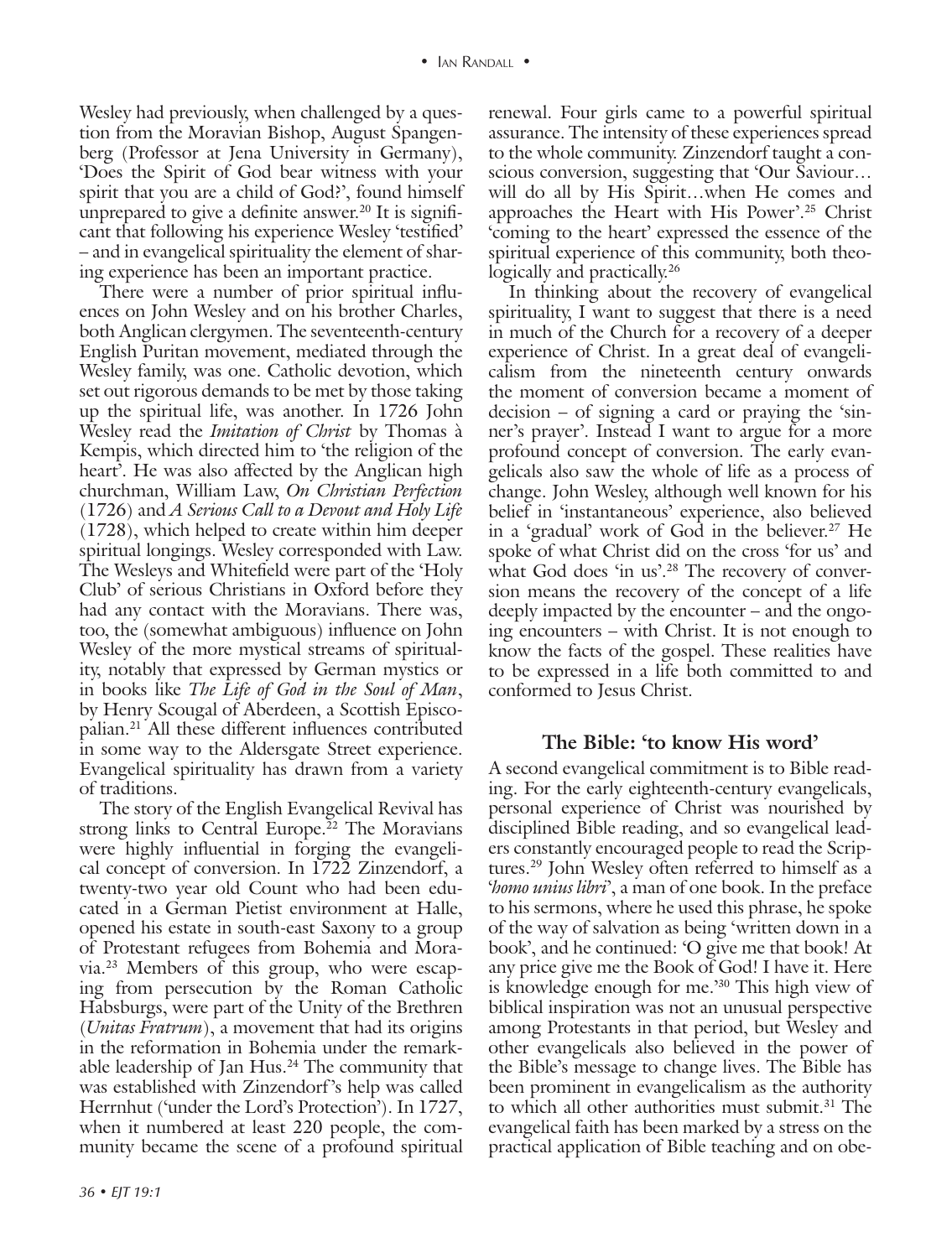Wesley had previously, when challenged by a question from the Moravian Bishop, August Spangenberg (Professor at Jena University in Germany), 'Does the Spirit of God bear witness with your spirit that you are a child of God?', found himself unprepared to give a definite answer.[20] It is significant that following his experience Wesley 'testified' – and in evangelical spirituality the element of sharing experience has been an important practice.

There were a number of prior spiritual influences on John Wesley and on his brother Charles, both Anglican clergymen. The seventeenth-century English Puritan movement, mediated through the Wesley family, was one. Catholic devotion, which set out rigorous demands to be met by those taking up the spiritual life, was another. In 1726 John Wesley read the *Imitation of Christ* by Thomas à Kempis, which directed him to 'the religion of the heart'. He was also affected by the Anglican high churchman, William Law, *On Christian Perfection* (1726) and *A Serious Call to a Devout and Holy Life* (1728), which helped to create within him deeper spiritual longings. Wesley corresponded with Law. The Wesleys and Whitefield were part of the 'Holy Club' of serious Christians in Oxford before they had any contact with the Moravians. There was, too, the (somewhat ambiguous) influence on John Wesley of the more mystical streams of spirituality, notably that expressed by German mystics or in books like *The Life of God in the Soul of Man*, by Henry Scougal of Aberdeen, a Scottish Episcopalian.[21] All these different influences contributed in some way to the Aldersgate Street experience. Evangelical spirituality has drawn from a variety of traditions.

The story of the English Evangelical Revival has strong links to Central Europe.[22] The Moravians were highly influential in forging the evangelical concept of conversion. In 1722 Zinzendorf, a twenty-two year old Count who had been educated in a German Pietist environment at Halle, opened his estate in south-east Saxony to a group of Protestant refugees from Bohemia and Moravia.[23] Members of this group, who were escaping from persecution by the Roman Catholic Habsburgs, were part of the Unity of the Brethren (*Unitas Fratrum*), a movement that had its origins in the reformation in Bohemia under the remarkable leadership of Jan Hus.[24] The community that was established with Zinzendorf's help was called Herrnhut ('under the Lord's Protection'). In 1727, when it numbered at least 220 people, the community became the scene of a profound spiritual renewal. Four girls came to a powerful spiritual assurance. The intensity of these experiences spread to the whole community. Zinzendorf taught a conscious conversion, suggesting that 'Our Saviour…will do all by His Spirit…when He comes and approaches the Heart with His Power'.[25] Christ 'coming to the heart' expressed the essence of the spiritual experience of this community, both theologically and practically.[26]

In thinking about the recovery of evangelical spirituality, I want to suggest that there is a need in much of the Church for a recovery of a deeper experience of Christ. In a great deal of evangelicalism from the nineteenth century onwards the moment of conversion became a moment of decision – of signing a card or praying the 'sinner's prayer'. Instead I want to argue for a more profound concept of conversion. The early evangelicals also saw the whole of life as a process of change. John Wesley, although well known for his belief in 'instantaneous' experience, also believed in a 'gradual' work of God in the believer.[27] He spoke of what Christ did on the cross 'for us' and what God does 'in us'.[28] The recovery of conversion means the recovery of the concept of a life deeply impacted by the encounter – and the ongoing encounters – with Christ. It is not enough to know the facts of the gospel. These realities have to be expressed in a life both committed to and conformed to Jesus Christ.

## The Bible: 'to know His word'

A second evangelical commitment is to Bible reading. For the early eighteenth-century evangelicals, personal experience of Christ was nourished by disciplined Bible reading, and so evangelical leaders constantly encouraged people to read the Scriptures.[29] John Wesley often referred to himself as a '*homo unius libri*', a man of one book. In the preface to his sermons, where he used this phrase, he spoke of the way of salvation as being 'written down in a book', and he continued: 'O give me that book! At any price give me the Book of God! I have it. Here is knowledge enough for me.'[30] This high view of biblical inspiration was not an unusual perspective among Protestants in that period, but Wesley and other evangelicals also believed in the power of the Bible's message to change lives. The Bible has been prominent in evangelicalism as the authority to which all other authorities must submit.[31] The evangelical faith has been marked by a stress on the practical application of Bible teaching and on obe-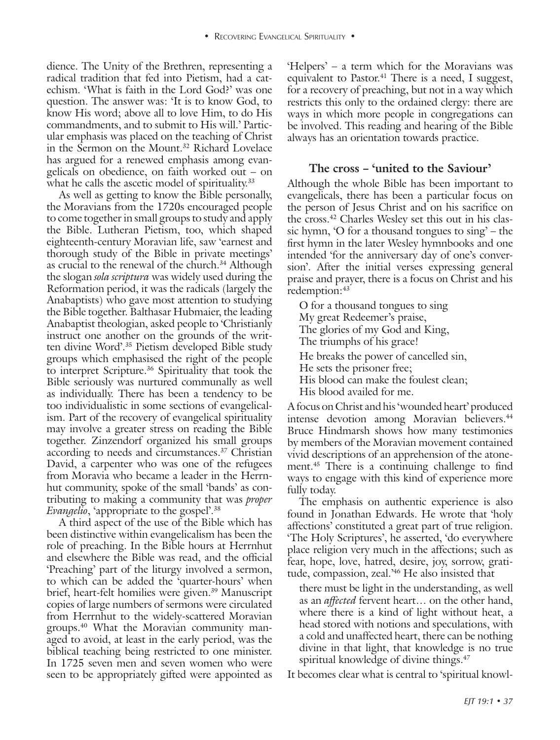dience. The Unity of the Brethren, representing a radical tradition that fed into Pietism, had a catechism. 'What is faith in the Lord God?' was one question. The answer was: 'It is to know God, to know His word; above all to love Him, to do His commandments, and to submit to His will.' Particular emphasis was placed on the teaching of Christ in the Sermon on the Mount.[32] Richard Lovelace has argued for a renewed emphasis among evangelicals on obedience, on faith worked out – on what he calls the ascetic model of spirituality.[33]

As well as getting to know the Bible personally, the Moravians from the 1720s encouraged people to come together in small groups to study and apply the Bible. Lutheran Pietism, too, which shaped eighteenth-century Moravian life, saw 'earnest and thorough study of the Bible in private meetings' as crucial to the renewal of the church.[34] Although the slogan *sola scriptura* was widely used during the Reformation period, it was the radicals (largely the Anabaptists) who gave most attention to studying the Bible together. Balthasar Hubmaier, the leading Anabaptist theologian, asked people to 'Christianly instruct one another on the grounds of the written divine Word'.[35] Pietism developed Bible study groups which emphasised the right of the people to interpret Scripture.[36] Spirituality that took the Bible seriously was nurtured communally as well as individually. There has been a tendency to be too individualistic in some sections of evangelicalism. Part of the recovery of evangelical spirituality may involve a greater stress on reading the Bible together. Zinzendorf organized his small groups according to needs and circumstances.[37] Christian David, a carpenter who was one of the refugees from Moravia who became a leader in the Herrnhut community, spoke of the small 'bands' as contributing to making a community that was *proper Evangelio*, 'appropriate to the gospel'.[38]

A third aspect of the use of the Bible which has been distinctive within evangelicalism has been the role of preaching. In the Bible hours at Herrnhut and elsewhere the Bible was read, and the official 'Preaching' part of the liturgy involved a sermon, to which can be added the 'quarter-hours' when brief, heart-felt homilies were given.[39] Manuscript copies of large numbers of sermons were circulated from Herrnhut to the widely-scattered Moravian groups.[40] What the Moravian community managed to avoid, at least in the early period, was the biblical teaching being restricted to one minister. In 1725 seven men and seven women who were seen to be appropriately gifted were appointed as 'Helpers' – a term which for the Moravians was equivalent to Pastor.[41] There is a need, I suggest, for a recovery of preaching, but not in a way which restricts this only to the ordained clergy: there are ways in which more people in congregations can be involved. This reading and hearing of the Bible always has an orientation towards practice.

## The cross – 'united to the Saviour'

Although the whole Bible has been important to evangelicals, there has been a particular focus on the person of Jesus Christ and on his sacrifice on the cross.[42] Charles Wesley set this out in his classic hymn, 'O for a thousand tongues to sing' – the first hymn in the later Wesley hymnbooks and one intended 'for the anniversary day of one's conversion'. After the initial verses expressing general praise and prayer, there is a focus on Christ and his redemption:[43]

> O for a thousand tongues to sing
> My great Redeemer's praise,
> The glories of my God and King,
> The triumphs of his grace!
>
> He breaks the power of cancelled sin,
> He sets the prisoner free;
> His blood can make the foulest clean;
> His blood availed for me.

A focus on Christ and his 'wounded heart' produced intense devotion among Moravian believers.[44] Bruce Hindmarsh shows how many testimonies by members of the Moravian movement contained vivid descriptions of an apprehension of the atonement.[45] There is a continuing challenge to find ways to engage with this kind of experience more fully today.

The emphasis on authentic experience is also found in Jonathan Edwards. He wrote that 'holy affections' constituted a great part of true religion. 'The Holy Scriptures', he asserted, 'do everywhere place religion very much in the affections; such as fear, hope, love, hatred, desire, joy, sorrow, gratitude, compassion, zeal.'[46] He also insisted that

> there must be light in the understanding, as well as an *affected* fervent heart… on the other hand, where there is a kind of light without heat, a head stored with notions and speculations, with a cold and unaffected heart, there can be nothing divine in that light, that knowledge is no true spiritual knowledge of divine things.[47]

It becomes clear what is central to 'spiritual knowl-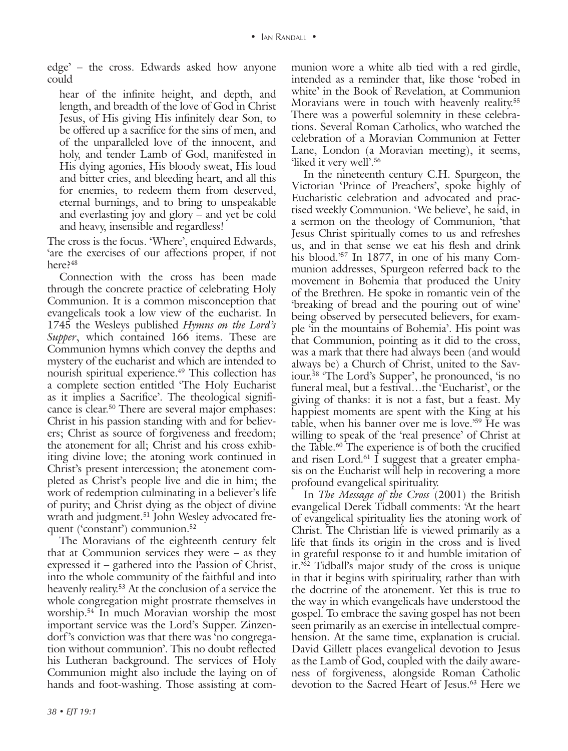edge' – the cross. Edwards asked how anyone could

> hear of the infinite height, and depth, and length, and breadth of the love of God in Christ Jesus, of His giving His infinitely dear Son, to be offered up a sacrifice for the sins of men, and of the unparalleled love of the innocent, and holy, and tender Lamb of God, manifested in His dying agonies, His bloody sweat, His loud and bitter cries, and bleeding heart, and all this for enemies, to redeem them from deserved, eternal burnings, and to bring to unspeakable and everlasting joy and glory – and yet be cold and heavy, insensible and regardless!

The cross is the focus. 'Where', enquired Edwards, 'are the exercises of our affections proper, if not here?[48]

Connection with the cross has been made through the concrete practice of celebrating Holy Communion. It is a common misconception that evangelicals took a low view of the eucharist. In 1745 the Wesleys published *Hymns on the Lord's Supper*, which contained 166 items. These are Communion hymns which convey the depths and mystery of the eucharist and which are intended to nourish spiritual experience.[49] This collection has a complete section entitled 'The Holy Eucharist as it implies a Sacrifice'. The theological significance is clear.[50] There are several major emphases: Christ in his passion standing with and for believers; Christ as source of forgiveness and freedom; the atonement for all; Christ and his cross exhibiting divine love; the atoning work continued in Christ's present intercession; the atonement completed as Christ's people live and die in him; the work of redemption culminating in a believer's life of purity; and Christ dying as the object of divine wrath and judgment.[51] John Wesley advocated frequent ('constant') communion.[52]

The Moravians of the eighteenth century felt that at Communion services they were – as they expressed it – gathered into the Passion of Christ, into the whole community of the faithful and into heavenly reality.[53] At the conclusion of a service the whole congregation might prostrate themselves in worship.[54] In much Moravian worship the most important service was the Lord's Supper. Zinzendorf's conviction was that there was 'no congregation without communion'. This no doubt reflected his Lutheran background. The services of Holy Communion might also include the laying on of hands and foot-washing. Those assisting at communion wore a white alb tied with a red girdle, intended as a reminder that, like those 'robed in white' in the Book of Revelation, at Communion Moravians were in touch with heavenly reality.[55] There was a powerful solemnity in these celebrations. Several Roman Catholics, who watched the celebration of a Moravian Communion at Fetter Lane, London (a Moravian meeting), it seems, 'liked it very well'.[56]

In the nineteenth century C.H. Spurgeon, the Victorian 'Prince of Preachers', spoke highly of Eucharistic celebration and advocated and practised weekly Communion. 'We believe', he said, in a sermon on the theology of Communion, 'that Jesus Christ spiritually comes to us and refreshes us, and in that sense we eat his flesh and drink his blood.'[57] In 1877, in one of his many Communion addresses, Spurgeon referred back to the movement in Bohemia that produced the Unity of the Brethren. He spoke in romantic vein of the 'breaking of bread and the pouring out of wine' being observed by persecuted believers, for example 'in the mountains of Bohemia'. His point was that Communion, pointing as it did to the cross, was a mark that there had always been (and would always be) a Church of Christ, united to the Saviour.[58] 'The Lord's Supper', he pronounced, 'is no funeral meal, but a festival…the 'Eucharist', or the giving of thanks: it is not a fast, but a feast. My happiest moments are spent with the King at his table, when his banner over me is love.'[59] He was willing to speak of the 'real presence' of Christ at the Table.[60] The experience is of both the crucified and risen Lord.[61] I suggest that a greater emphasis on the Eucharist will help in recovering a more profound evangelical spirituality.

In *The Message of the Cross* (2001) the British evangelical Derek Tidball comments: 'At the heart of evangelical spirituality lies the atoning work of Christ. The Christian life is viewed primarily as a life that finds its origin in the cross and is lived in grateful response to it and humble imitation of it.'[62] Tidball's major study of the cross is unique in that it begins with spirituality, rather than with the doctrine of the atonement. Yet this is true to the way in which evangelicals have understood the gospel. To embrace the saving gospel has not been seen primarily as an exercise in intellectual comprehension. At the same time, explanation is crucial. David Gillett places evangelical devotion to Jesus as the Lamb of God, coupled with the daily awareness of forgiveness, alongside Roman Catholic devotion to the Sacred Heart of Jesus.[63] Here we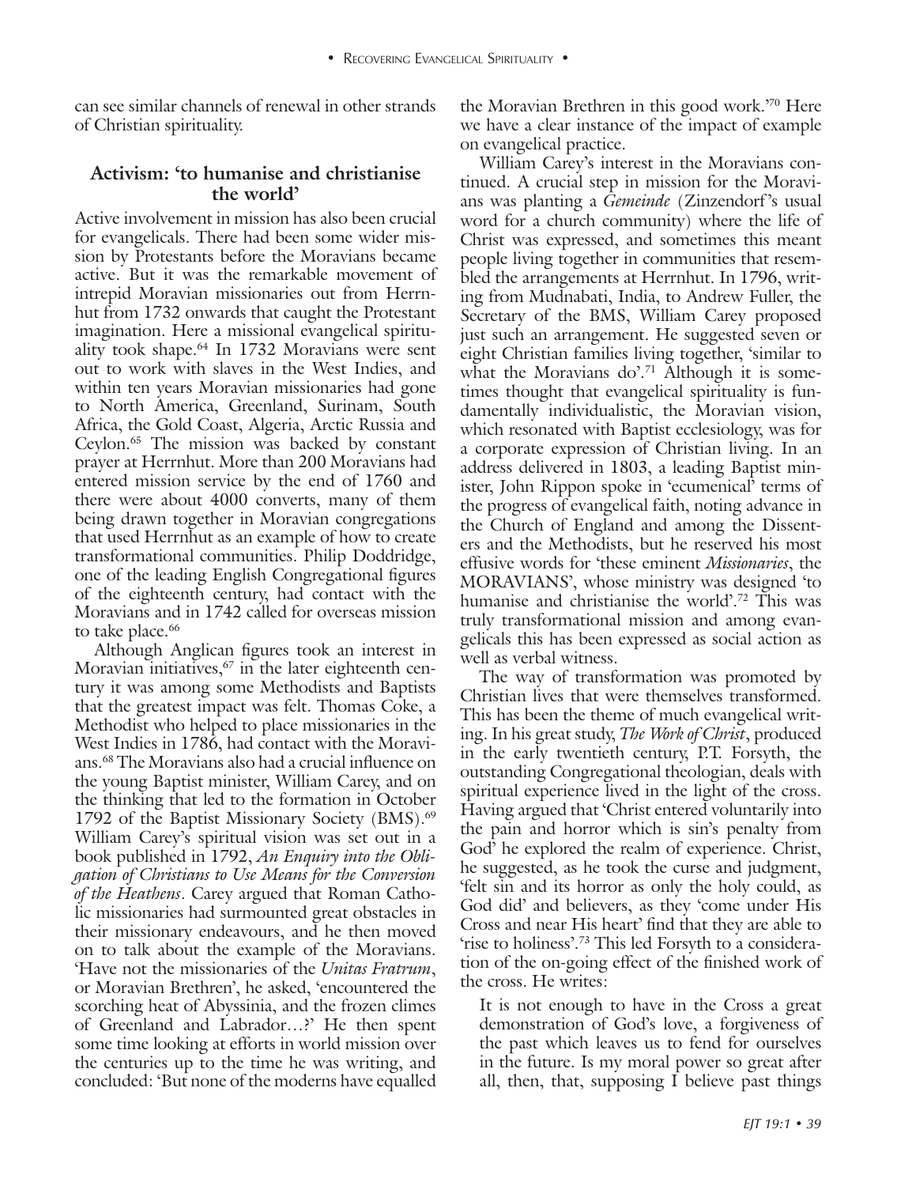can see similar channels of renewal in other strands of Christian spirituality.

## Activism: 'to humanise and christianise the world'

Active involvement in mission has also been crucial for evangelicals. There had been some wider mission by Protestants before the Moravians became active. But it was the remarkable movement of intrepid Moravian missionaries out from Herrnhut from 1732 onwards that caught the Protestant imagination. Here a missional evangelical spirituality took shape.[64] In 1732 Moravians were sent out to work with slaves in the West Indies, and within ten years Moravian missionaries had gone to North America, Greenland, Surinam, South Africa, the Gold Coast, Algeria, Arctic Russia and Ceylon.[65] The mission was backed by constant prayer at Herrnhut. More than 200 Moravians had entered mission service by the end of 1760 and there were about 4000 converts, many of them being drawn together in Moravian congregations that used Herrnhut as an example of how to create transformational communities. Philip Doddridge, one of the leading English Congregational figures of the eighteenth century, had contact with the Moravians and in 1742 called for overseas mission to take place.[66]

Although Anglican figures took an interest in Moravian initiatives,[67] in the later eighteenth century it was among some Methodists and Baptists that the greatest impact was felt. Thomas Coke, a Methodist who helped to place missionaries in the West Indies in 1786, had contact with the Moravians.[68] The Moravians also had a crucial influence on the young Baptist minister, William Carey, and on the thinking that led to the formation in October 1792 of the Baptist Missionary Society (BMS).[69] William Carey's spiritual vision was set out in a book published in 1792, *An Enquiry into the Obligation of Christians to Use Means for the Conversion of the Heathens*. Carey argued that Roman Catholic missionaries had surmounted great obstacles in their missionary endeavours, and he then moved on to talk about the example of the Moravians. 'Have not the missionaries of the *Unitas Fratrum*, or Moravian Brethren', he asked, 'encountered the scorching heat of Abyssinia, and the frozen climes of Greenland and Labrador…?' He then spent some time looking at efforts in world mission over the centuries up to the time he was writing, and concluded: 'But none of the moderns have equalled the Moravian Brethren in this good work.'[70] Here we have a clear instance of the impact of example on evangelical practice.

William Carey's interest in the Moravians continued. A crucial step in mission for the Moravians was planting a *Gemeinde* (Zinzendorf's usual word for a church community) where the life of Christ was expressed, and sometimes this meant people living together in communities that resembled the arrangements at Herrnhut. In 1796, writing from Mudnabati, India, to Andrew Fuller, the Secretary of the BMS, William Carey proposed just such an arrangement. He suggested seven or eight Christian families living together, 'similar to what the Moravians do'.[71] Although it is sometimes thought that evangelical spirituality is fundamentally individualistic, the Moravian vision, which resonated with Baptist ecclesiology, was for a corporate expression of Christian living. In an address delivered in 1803, a leading Baptist minister, John Rippon spoke in 'ecumenical' terms of the progress of evangelical faith, noting advance in the Church of England and among the Dissenters and the Methodists, but he reserved his most effusive words for 'these eminent *Missionaries*, the MORAVIANS', whose ministry was designed 'to humanise and christianise the world'.[72] This was truly transformational mission and among evangelicals this has been expressed as social action as well as verbal witness.

The way of transformation was promoted by Christian lives that were themselves transformed. This has been the theme of much evangelical writing. In his great study, *The Work of Christ*, produced in the early twentieth century, P.T. Forsyth, the outstanding Congregational theologian, deals with spiritual experience lived in the light of the cross. Having argued that 'Christ entered voluntarily into the pain and horror which is sin's penalty from God' he explored the realm of experience. Christ, he suggested, as he took the curse and judgment, 'felt sin and its horror as only the holy could, as God did' and believers, as they 'come under His Cross and near His heart' find that they are able to 'rise to holiness'.[73] This led Forsyth to a consideration of the on-going effect of the finished work of the cross. He writes:

> It is not enough to have in the Cross a great demonstration of God's love, a forgiveness of the past which leaves us to fend for ourselves in the future. Is my moral power so great after all, then, that, supposing I believe past things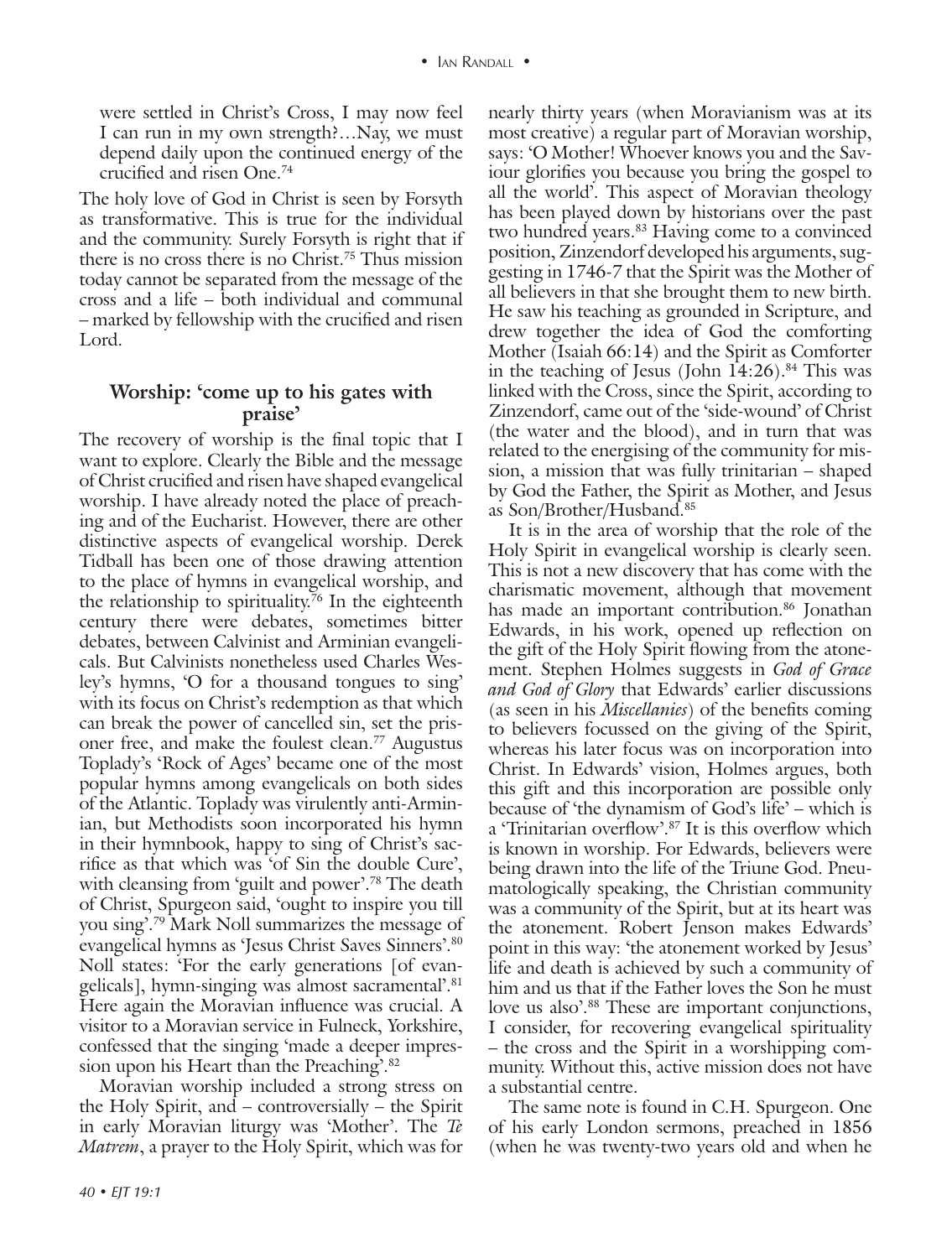were settled in Christ's Cross, I may now feel I can run in my own strength?…Nay, we must depend daily upon the continued energy of the crucified and risen One.[74]

The holy love of God in Christ is seen by Forsyth as transformative. This is true for the individual and the community. Surely Forsyth is right that if there is no cross there is no Christ.[75] Thus mission today cannot be separated from the message of the cross and a life – both individual and communal – marked by fellowship with the crucified and risen Lord.

## Worship: 'come up to his gates with praise'

The recovery of worship is the final topic that I want to explore. Clearly the Bible and the message of Christ crucified and risen have shaped evangelical worship. I have already noted the place of preaching and of the Eucharist. However, there are other distinctive aspects of evangelical worship. Derek Tidball has been one of those drawing attention to the place of hymns in evangelical worship, and the relationship to spirituality.[76] In the eighteenth century there were debates, sometimes bitter debates, between Calvinist and Arminian evangelicals. But Calvinists nonetheless used Charles Wesley's hymns, 'O for a thousand tongues to sing' with its focus on Christ's redemption as that which can break the power of cancelled sin, set the prisoner free, and make the foulest clean.[77] Augustus Toplady's 'Rock of Ages' became one of the most popular hymns among evangelicals on both sides of the Atlantic. Toplady was virulently anti-Arminian, but Methodists soon incorporated his hymn in their hymnbook, happy to sing of Christ's sacrifice as that which was 'of Sin the double Cure', with cleansing from 'guilt and power'.[78] The death of Christ, Spurgeon said, 'ought to inspire you till you sing'.[79] Mark Noll summarizes the message of evangelical hymns as 'Jesus Christ Saves Sinners'.[80] Noll states: 'For the early generations [of evangelicals], hymn-singing was almost sacramental'.[81] Here again the Moravian influence was crucial. A visitor to a Moravian service in Fulneck, Yorkshire, confessed that the singing 'made a deeper impression upon his Heart than the Preaching'.[82]

Moravian worship included a strong stress on the Holy Spirit, and – controversially – the Spirit in early Moravian liturgy was 'Mother'. The *Te Matrem*, a prayer to the Holy Spirit, which was for nearly thirty years (when Moravianism was at its most creative) a regular part of Moravian worship, says: 'O Mother! Whoever knows you and the Saviour glorifies you because you bring the gospel to all the world'. This aspect of Moravian theology has been played down by historians over the past two hundred years.[83] Having come to a convinced position, Zinzendorf developed his arguments, suggesting in 1746-7 that the Spirit was the Mother of all believers in that she brought them to new birth. He saw his teaching as grounded in Scripture, and drew together the idea of God the comforting Mother (Isaiah 66:14) and the Spirit as Comforter in the teaching of Jesus (John 14:26).[84] This was linked with the Cross, since the Spirit, according to Zinzendorf, came out of the 'side-wound' of Christ (the water and the blood), and in turn that was related to the energising of the community for mission, a mission that was fully trinitarian – shaped by God the Father, the Spirit as Mother, and Jesus as Son/Brother/Husband.[85]

It is in the area of worship that the role of the Holy Spirit in evangelical worship is clearly seen. This is not a new discovery that has come with the charismatic movement, although that movement has made an important contribution.[86] Jonathan Edwards, in his work, opened up reflection on the gift of the Holy Spirit flowing from the atonement. Stephen Holmes suggests in *God of Grace and God of Glory* that Edwards' earlier discussions (as seen in his *Miscellanies*) of the benefits coming to believers focussed on the giving of the Spirit, whereas his later focus was on incorporation into Christ. In Edwards' vision, Holmes argues, both this gift and this incorporation are possible only because of 'the dynamism of God's life' – which is a 'Trinitarian overflow'.[87] It is this overflow which is known in worship. For Edwards, believers were being drawn into the life of the Triune God. Pneumatologically speaking, the Christian community was a community of the Spirit, but at its heart was the atonement. Robert Jenson makes Edwards' point in this way: 'the atonement worked by Jesus' life and death is achieved by such a community of him and us that if the Father loves the Son he must love us also'.[88] These are important conjunctions, I consider, for recovering evangelical spirituality – the cross and the Spirit in a worshipping community. Without this, active mission does not have a substantial centre.

The same note is found in C.H. Spurgeon. One of his early London sermons, preached in 1856 (when he was twenty-two years old and when he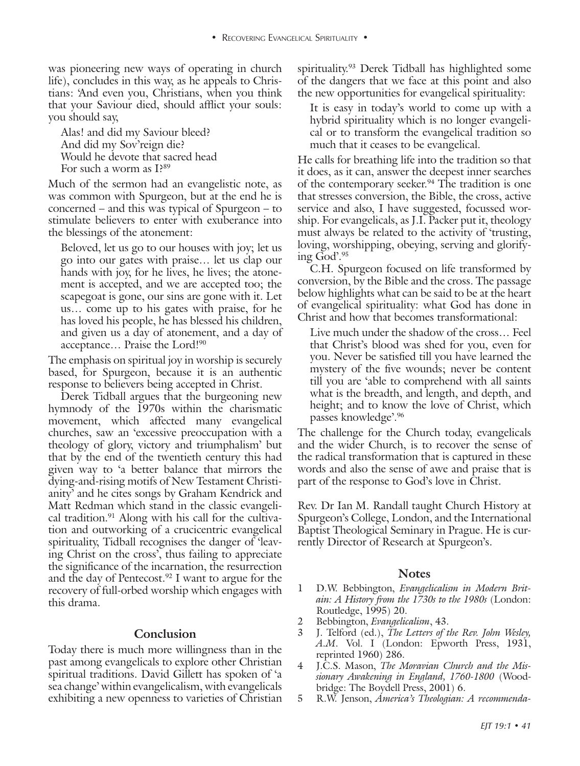was pioneering new ways of operating in church life), concludes in this way, as he appeals to Christians: 'And even you, Christians, when you think that your Saviour died, should afflict your souls: you should say,

> Alas! and did my Saviour bleed?
> And did my Sov'reign die?
> Would he devote that sacred head
> For such a worm as I?[89]

Much of the sermon had an evangelistic note, as was common with Spurgeon, but at the end he is concerned – and this was typical of Spurgeon – to stimulate believers to enter with exuberance into the blessings of the atonement:

> Beloved, let us go to our houses with joy; let us go into our gates with praise… let us clap our hands with joy, for he lives, he lives; the atonement is accepted, and we are accepted too; the scapegoat is gone, our sins are gone with it. Let us… come up to his gates with praise, for he has loved his people, he has blessed his children, and given us a day of atonement, and a day of acceptance… Praise the Lord![90]

The emphasis on spiritual joy in worship is securely based, for Spurgeon, because it is an authentic response to believers being accepted in Christ.

Derek Tidball argues that the burgeoning new hymnody of the 1970s within the charismatic movement, which affected many evangelical churches, saw an 'excessive preoccupation with a theology of glory, victory and triumphalism' but that by the end of the twentieth century this had given way to 'a better balance that mirrors the dying-and-rising motifs of New Testament Christianity' and he cites songs by Graham Kendrick and Matt Redman which stand in the classic evangelical tradition.[91] Along with his call for the cultivation and outworking of a crucicentric evangelical spirituality, Tidball recognises the danger of 'leaving Christ on the cross', thus failing to appreciate the significance of the incarnation, the resurrection and the day of Pentecost.[92] I want to argue for the recovery of full-orbed worship which engages with this drama.

## Conclusion

Today there is much more willingness than in the past among evangelicals to explore other Christian spiritual traditions. David Gillett has spoken of 'a sea change' within evangelicalism, with evangelicals exhibiting a new openness to varieties of Christian spirituality.[93] Derek Tidball has highlighted some of the dangers that we face at this point and also the new opportunities for evangelical spirituality:

> It is easy in today's world to come up with a hybrid spirituality which is no longer evangelical or to transform the evangelical tradition so much that it ceases to be evangelical.

He calls for breathing life into the tradition so that it does, as it can, answer the deepest inner searches of the contemporary seeker.[94] The tradition is one that stresses conversion, the Bible, the cross, active service and also, I have suggested, focussed worship. For evangelicals, as J.I. Packer put it, theology must always be related to the activity of 'trusting, loving, worshipping, obeying, serving and glorifying God'.[95]

C.H. Spurgeon focused on life transformed by conversion, by the Bible and the cross. The passage below highlights what can be said to be at the heart of evangelical spirituality: what God has done in Christ and how that becomes transformational:

> Live much under the shadow of the cross… Feel that Christ's blood was shed for you, even for you. Never be satisfied till you have learned the mystery of the five wounds; never be content till you are 'able to comprehend with all saints what is the breadth, and length, and depth, and height; and to know the love of Christ, which passes knowledge'.[96]

The challenge for the Church today, evangelicals and the wider Church, is to recover the sense of the radical transformation that is captured in these words and also the sense of awe and praise that is part of the response to God's love in Christ.

Rev. Dr Ian M. Randall taught Church History at Spurgeon's College, London, and the International Baptist Theological Seminary in Prague. He is currently Director of Research at Spurgeon's.

## Notes

1. D.W. Bebbington, *Evangelicalism in Modern Britain: A History from the 1730s to the 1980s* (London: Routledge, 1995) 20.
2. Bebbington, *Evangelicalism*, 43.
3. J. Telford (ed.), *The Letters of the Rev. John Wesley, A.M*. Vol. I (London: Epworth Press, 1931, reprinted 1960) 286.
4. J.C.S. Mason, *The Moravian Church and the Missionary Awakening in England, 1760-1800* (Woodbridge: The Boydell Press, 2001) 6.
5. R.W. Jenson, *America's Theologian: A recommenda-*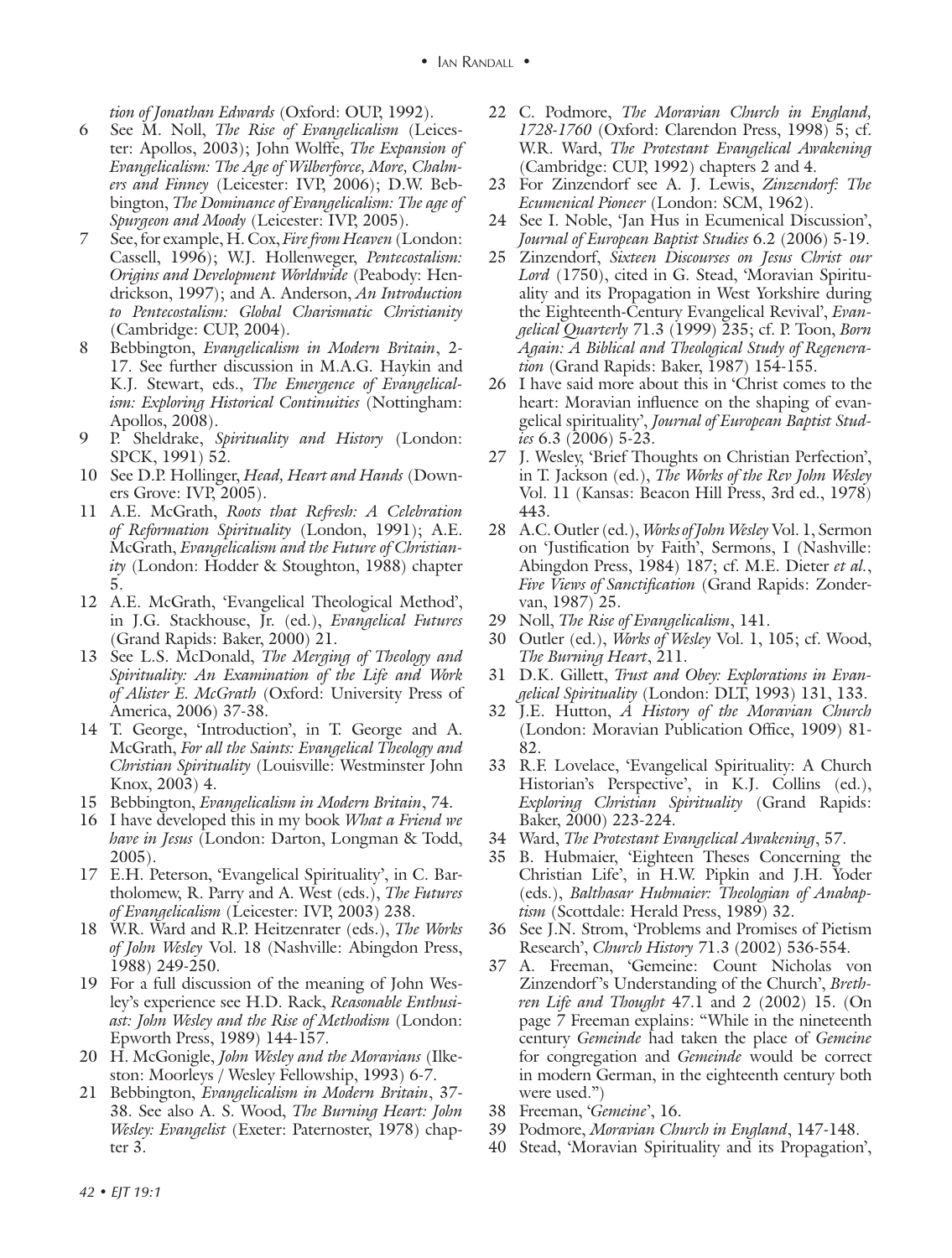tion of Jonathan Edwards* (Oxford: OUP, 1992).

6 See M. Noll, *The Rise of Evangelicalism* (Leicester: Apollos, 2003); John Wolffe, *The Expansion of Evangelicalism: The Age of Wilberforce, More, Chalmers and Finney* (Leicester: IVP, 2006); D.W. Bebbington, *The Dominance of Evangelicalism: The age of Spurgeon and Moody* (Leicester: IVP, 2005).

7 See, for example, H. Cox, *Fire from Heaven* (London: Cassell, 1996); W.J. Hollenweger, *Pentecostalism: Origins and Development Worldwide* (Peabody: Hendrickson, 1997); and A. Anderson, *An Introduction to Pentecostalism: Global Charismatic Christianity* (Cambridge: CUP, 2004).

8 Bebbington, *Evangelicalism in Modern Britain*, 2-17. See further discussion in M.A.G. Haykin and K.J. Stewart, eds., *The Emergence of Evangelicalism: Exploring Historical Continuities* (Nottingham: Apollos, 2008).

9 P. Sheldrake, *Spirituality and History* (London: SPCK, 1991) 52.

10 See D.P. Hollinger, *Head, Heart and Hands* (Downers Grove: IVP, 2005).

11 A.E. McGrath, *Roots that Refresh: A Celebration of Reformation Spirituality* (London, 1991); A.E. McGrath, *Evangelicalism and the Future of Christianity* (London: Hodder & Stoughton, 1988) chapter 5.

12 A.E. McGrath, 'Evangelical Theological Method', in J.G. Stackhouse, Jr. (ed.), *Evangelical Futures* (Grand Rapids: Baker, 2000) 21.

13 See L.S. McDonald, *The Merging of Theology and Spirituality: An Examination of the Life and Work of Alister E. McGrath* (Oxford: University Press of America, 2006) 37-38.

14 T. George, 'Introduction', in T. George and A. McGrath, *For all the Saints: Evangelical Theology and Christian Spirituality* (Louisville: Westminster John Knox, 2003) 4.

15 Bebbington, *Evangelicalism in Modern Britain*, 74.

16 I have developed this in my book *What a Friend we have in Jesus* (London: Darton, Longman & Todd, 2005).

17 E.H. Peterson, 'Evangelical Spirituality', in C. Bartholomew, R. Parry and A. West (eds.), *The Futures of Evangelicalism* (Leicester: IVP, 2003) 238.

18 W.R. Ward and R.P. Heitzenrater (eds.), *The Works of John Wesley* Vol. 18 (Nashville: Abingdon Press, 1988) 249-250.

19 For a full discussion of the meaning of John Wesley's experience see H.D. Rack, *Reasonable Enthusiast: John Wesley and the Rise of Methodism* (London: Epworth Press, 1989) 144-157.

20 H. McGonigle, *John Wesley and the Moravians* (Ilkeston: Moorleys / Wesley Fellowship, 1993) 6-7.

21 Bebbington, *Evangelicalism in Modern Britain*, 37-38. See also A. S. Wood, *The Burning Heart: John Wesley: Evangelist* (Exeter: Paternoster, 1978) chapter 3.

22 C. Podmore, *The Moravian Church in England, 1728-1760* (Oxford: Clarendon Press, 1998) 5; cf. W.R. Ward, *The Protestant Evangelical Awakening* (Cambridge: CUP, 1992) chapters 2 and 4.

23 For Zinzendorf see A. J. Lewis, *Zinzendorf: The Ecumenical Pioneer* (London: SCM, 1962).

24 See I. Noble, 'Jan Hus in Ecumenical Discussion', *Journal of European Baptist Studies* 6.2 (2006) 5-19.

25 Zinzendorf, *Sixteen Discourses on Jesus Christ our Lord* (1750), cited in G. Stead, 'Moravian Spirituality and its Propagation in West Yorkshire during the Eighteenth-Century Evangelical Revival', *Evangelical Quarterly* 71.3 (1999) 235; cf. P. Toon, *Born Again: A Biblical and Theological Study of Regeneration* (Grand Rapids: Baker, 1987) 154-155.

26 I have said more about this in 'Christ comes to the heart: Moravian influence on the shaping of evangelical spirituality', *Journal of European Baptist Studies* 6.3 (2006) 5-23.

27 J. Wesley, 'Brief Thoughts on Christian Perfection', in T. Jackson (ed.), *The Works of the Rev John Wesley* Vol. 11 (Kansas: Beacon Hill Press, 3rd ed., 1978) 443.

28 A.C. Outler (ed.), *Works of John Wesley* Vol. 1, Sermon on 'Justification by Faith', Sermons, I (Nashville: Abingdon Press, 1984) 187; cf. M.E. Dieter *et al.*, *Five Views of Sanctification* (Grand Rapids: Zondervan, 1987) 25.

29 Noll, *The Rise of Evangelicalism*, 141.

30 Outler (ed.), *Works of Wesley* Vol. 1, 105; cf. Wood, *The Burning Heart*, 211.

31 D.K. Gillett, *Trust and Obey: Explorations in Evangelical Spirituality* (London: DLT, 1993) 131, 133.

32 J.E. Hutton, *A History of the Moravian Church* (London: Moravian Publication Office, 1909) 81-82.

33 R.F. Lovelace, 'Evangelical Spirituality: A Church Historian's Perspective', in K.J. Collins (ed.), *Exploring Christian Spirituality* (Grand Rapids: Baker, 2000) 223-224.

34 Ward, *The Protestant Evangelical Awakening*, 57.

35 B. Hubmaier, 'Eighteen Theses Concerning the Christian Life', in H.W. Pipkin and J.H. Yoder (eds.), *Balthasar Hubmaier: Theologian of Anabaptism* (Scottdale: Herald Press, 1989) 32.

36 See J.N. Strom, 'Problems and Promises of Pietism Research', *Church History* 71.3 (2002) 536-554.

37 A. Freeman, 'Gemeine: Count Nicholas von Zinzendorf's Understanding of the Church', *Brethren Life and Thought* 47.1 and 2 (2002) 15. (On page 7 Freeman explains: "While in the nineteenth century *Gemeinde* had taken the place of *Gemeine* for congregation and *Gemeinde* would be correct in modern German, in the eighteenth century both were used.")

38 Freeman, '*Gemeine*', 16.

39 Podmore, *Moravian Church in England*, 147-148.

40 Stead, 'Moravian Spirituality and its Propagation',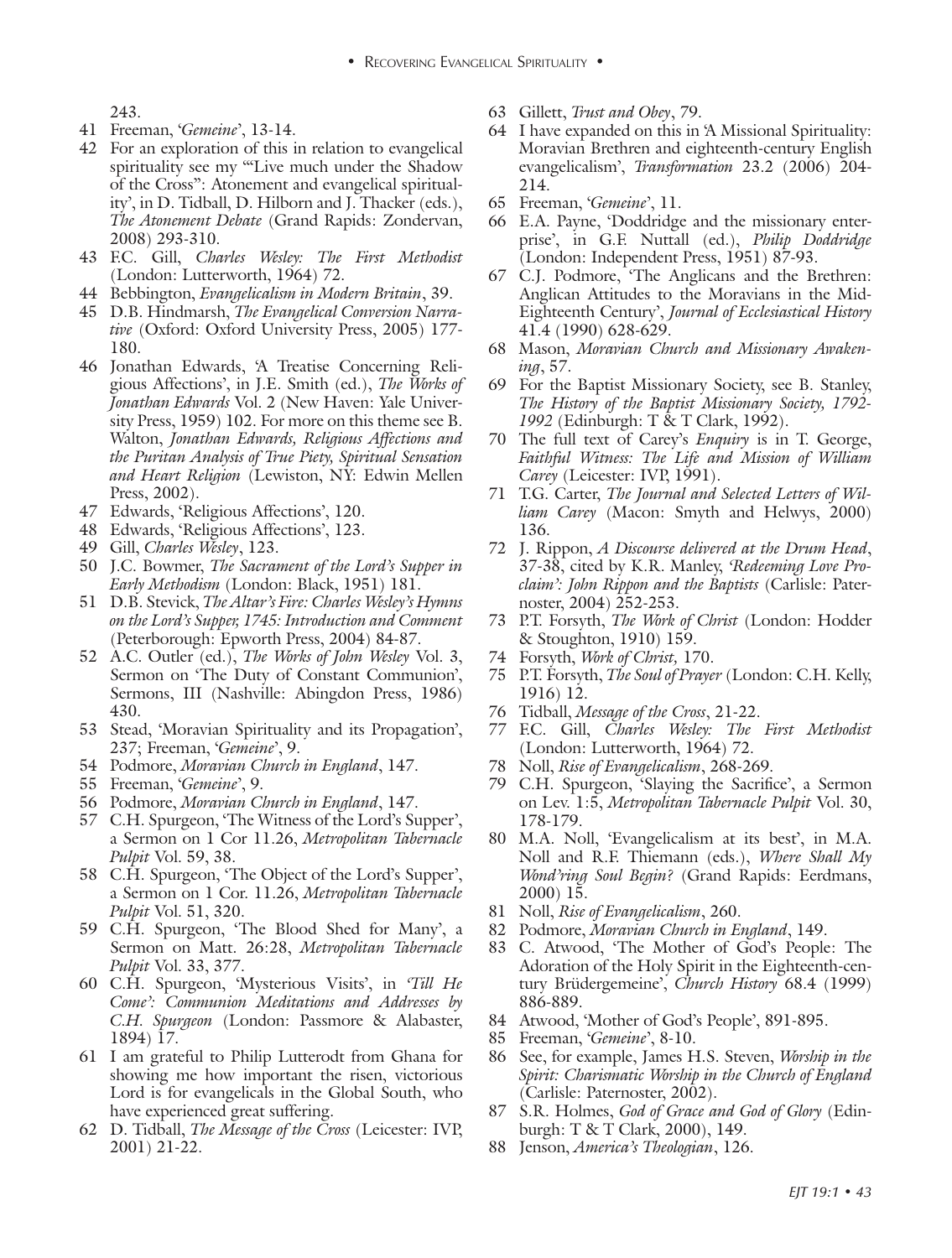243.

41 Freeman, '*Gemeine*', 13-14.

42 For an exploration of this in relation to evangelical spirituality see my '"Live much under the Shadow of the Cross": Atonement and evangelical spirituality', in D. Tidball, D. Hilborn and J. Thacker (eds.), *The Atonement Debate* (Grand Rapids: Zondervan, 2008) 293-310.

43 F.C. Gill, *Charles Wesley: The First Methodist* (London: Lutterworth, 1964) 72.

44 Bebbington, *Evangelicalism in Modern Britain*, 39.

45 D.B. Hindmarsh, *The Evangelical Conversion Narrative* (Oxford: Oxford University Press, 2005) 177-180.

46 Jonathan Edwards, 'A Treatise Concerning Religious Affections', in J.E. Smith (ed.), *The Works of Jonathan Edwards* Vol. 2 (New Haven: Yale University Press, 1959) 102. For more on this theme see B. Walton, *Jonathan Edwards, Religious Affections and the Puritan Analysis of True Piety, Spiritual Sensation and Heart Religion* (Lewiston, NY: Edwin Mellen Press, 2002).

47 Edwards, 'Religious Affections', 120.

48 Edwards, 'Religious Affections', 123.

49 Gill, *Charles Wesley*, 123.

50 J.C. Bowmer, *The Sacrament of the Lord's Supper in Early Methodism* (London: Black, 1951) 181.

51 D.B. Stevick, *The Altar's Fire: Charles Wesley's Hymns on the Lord's Supper, 1745: Introduction and Comment* (Peterborough: Epworth Press, 2004) 84-87.

52 A.C. Outler (ed.), *The Works of John Wesley* Vol. 3, Sermon on 'The Duty of Constant Communion', Sermons, III (Nashville: Abingdon Press, 1986) 430.

53 Stead, 'Moravian Spirituality and its Propagation', 237; Freeman, '*Gemeine*', 9.

54 Podmore, *Moravian Church in England*, 147.

55 Freeman, '*Gemeine*', 9.

56 Podmore, *Moravian Church in England*, 147.

57 C.H. Spurgeon, 'The Witness of the Lord's Supper', a Sermon on 1 Cor 11.26, *Metropolitan Tabernacle Pulpit* Vol. 59, 38.

58 C.H. Spurgeon, 'The Object of the Lord's Supper', a Sermon on 1 Cor. 11.26, *Metropolitan Tabernacle Pulpit* Vol. 51, 320.

59 C.H. Spurgeon, 'The Blood Shed for Many', a Sermon on Matt. 26:28, *Metropolitan Tabernacle Pulpit* Vol. 33, 377.

60 C.H. Spurgeon, 'Mysterious Visits', in *'Till He Come': Communion Meditations and Addresses by C.H. Spurgeon* (London: Passmore & Alabaster, 1894) 17.

61 I am grateful to Philip Lutterodt from Ghana for showing me how important the risen, victorious Lord is for evangelicals in the Global South, who have experienced great suffering.

62 D. Tidball, *The Message of the Cross* (Leicester: IVP, 2001) 21-22.

63 Gillett, *Trust and Obey*, 79.

64 I have expanded on this in 'A Missional Spirituality: Moravian Brethren and eighteenth-century English evangelicalism', *Transformation* 23.2 (2006) 204-214.

65 Freeman, '*Gemeine*', 11.

66 E.A. Payne, 'Doddridge and the missionary enterprise', in G.F. Nuttall (ed.), *Philip Doddridge* (London: Independent Press, 1951) 87-93.

67 C.J. Podmore, 'The Anglicans and the Brethren: Anglican Attitudes to the Moravians in the Mid-Eighteenth Century', *Journal of Ecclesiastical History* 41.4 (1990) 628-629.

68 Mason, *Moravian Church and Missionary Awakening*, 57.

69 For the Baptist Missionary Society, see B. Stanley, *The History of the Baptist Missionary Society, 1792-1992* (Edinburgh: T & T Clark, 1992).

70 The full text of Carey's *Enquiry* is in T. George, *Faithful Witness: The Life and Mission of William Carey* (Leicester: IVP, 1991).

71 T.G. Carter, *The Journal and Selected Letters of William Carey* (Macon: Smyth and Helwys, 2000) 136.

72 J. Rippon, *A Discourse delivered at the Drum Head*, 37-38, cited by K.R. Manley, *'Redeeming Love Proclaim': John Rippon and the Baptists* (Carlisle: Paternoster, 2004) 252-253.

73 P.T. Forsyth, *The Work of Christ* (London: Hodder & Stoughton, 1910) 159.

74 Forsyth, *Work of Christ,* 170.

75 P.T. Forsyth, *The Soul of Prayer* (London: C.H. Kelly, 1916) 12.

76 Tidball, *Message of the Cross*, 21-22.

77 F.C. Gill, *Charles Wesley: The First Methodist* (London: Lutterworth, 1964) 72.

78 Noll, *Rise of Evangelicalism*, 268-269.

79 C.H. Spurgeon, 'Slaying the Sacrifice', a Sermon on Lev. 1:5, *Metropolitan Tabernacle Pulpit* Vol. 30, 178-179.

80 M.A. Noll, 'Evangelicalism at its best', in M.A. Noll and R.F. Thiemann (eds.), *Where Shall My Wond'ring Soul Begin?* (Grand Rapids: Eerdmans, 2000) 15.

81 Noll, *Rise of Evangelicalism*, 260.

82 Podmore, *Moravian Church in England*, 149.

83 C. Atwood, 'The Mother of God's People: The Adoration of the Holy Spirit in the Eighteenth-century Brüdergemeine', *Church History* 68.4 (1999) 886-889.

84 Atwood, 'Mother of God's People', 891-895.

85 Freeman, '*Gemeine*', 8-10.

86 See, for example, James H.S. Steven, *Worship in the Spirit: Charismatic Worship in the Church of England* (Carlisle: Paternoster, 2002).

87 S.R. Holmes, *God of Grace and God of Glory* (Edinburgh: T & T Clark, 2000), 149.

88 Jenson, *America's Theologian*, 126.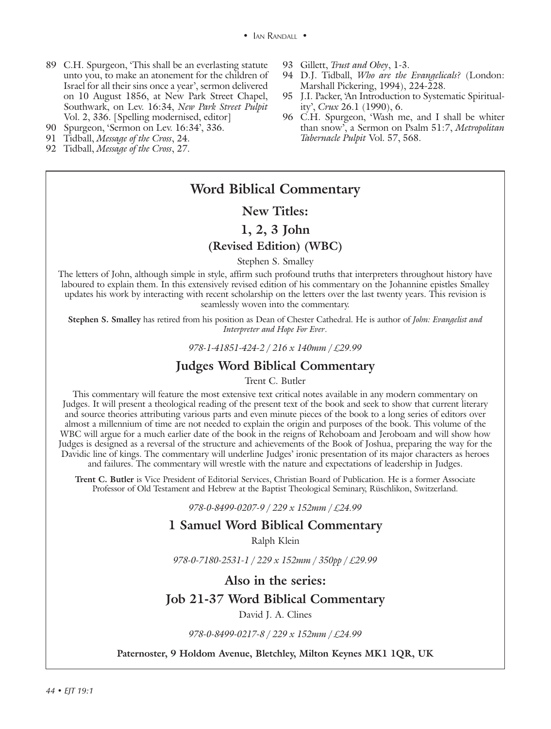89 C.H. Spurgeon, 'This shall be an everlasting statute unto you, to make an atonement for the children of Israel for all their sins once a year', sermon delivered on 10 August 1856, at New Park Street Chapel, Southwark, on Lev. 16:34, *New Park Street Pulpit* Vol. 2, 336. [Spelling modernised, editor]

90 Spurgeon, 'Sermon on Lev. 16:34', 336.

91 Tidball, *Message of the Cross*, 24.

92 Tidball, *Message of the Cross*, 27.

93 Gillett, *Trust and Obey*, 1-3.

94 D.J. Tidball, *Who are the Evangelicals?* (London: Marshall Pickering, 1994), 224-228.

95 J.I. Packer, 'An Introduction to Systematic Spirituality', *Crux* 26.1 (1990), 6.

96 C.H. Spurgeon, 'Wash me, and I shall be whiter than snow', a Sermon on Psalm 51:7, *Metropolitan Tabernacle Pulpit* Vol. 57, 568.

## Word Biblical Commentary

### New Titles:

### 1, 2, 3 John
### (Revised Edition) (WBC)

Stephen S. Smalley

The letters of John, although simple in style, affirm such profound truths that interpreters throughout history have laboured to explain them. In this extensively revised edition of his commentary on the Johannine epistles Smalley updates his work by interacting with recent scholarship on the letters over the last twenty years. This revision is seamlessly woven into the commentary.

**Stephen S. Smalley** has retired from his position as Dean of Chester Cathedral. He is author of *John: Evangelist and Interpreter and Hope For Ever*.

*978-1-41851-424-2 / 216 x 140mm / £29.99*

### Judges Word Biblical Commentary

Trent C. Butler

This commentary will feature the most extensive text critical notes available in any modern commentary on Judges. It will present a theological reading of the present text of the book and seek to show that current literary and source theories attributing various parts and even minute pieces of the book to a long series of editors over almost a millennium of time are not needed to explain the origin and purposes of the book. This volume of the WBC will argue for a much earlier date of the book in the reigns of Rehoboam and Jeroboam and will show how Judges is designed as a reversal of the structure and achievements of the Book of Joshua, preparing the way for the Davidic line of kings. The commentary will underline Judges' ironic presentation of its major characters as heroes and failures. The commentary will wrestle with the nature and expectations of leadership in Judges.

**Trent C. Butler** is Vice President of Editorial Services, Christian Board of Publication. He is a former Associate Professor of Old Testament and Hebrew at the Baptist Theological Seminary, Rüschlikon, Switzerland.

*978-0-8499-0207-9 / 229 x 152mm / £24.99*

### 1 Samuel Word Biblical Commentary

Ralph Klein

*978-0-7180-2531-1 / 229 x 152mm / 350pp / £29.99*

### Also in the series:

### Job 21-37 Word Biblical Commentary

David J. A. Clines

*978-0-8499-0217-8 / 229 x 152mm / £24.99*

**Paternoster, 9 Holdom Avenue, Bletchley, Milton Keynes MK1 1QR, UK**